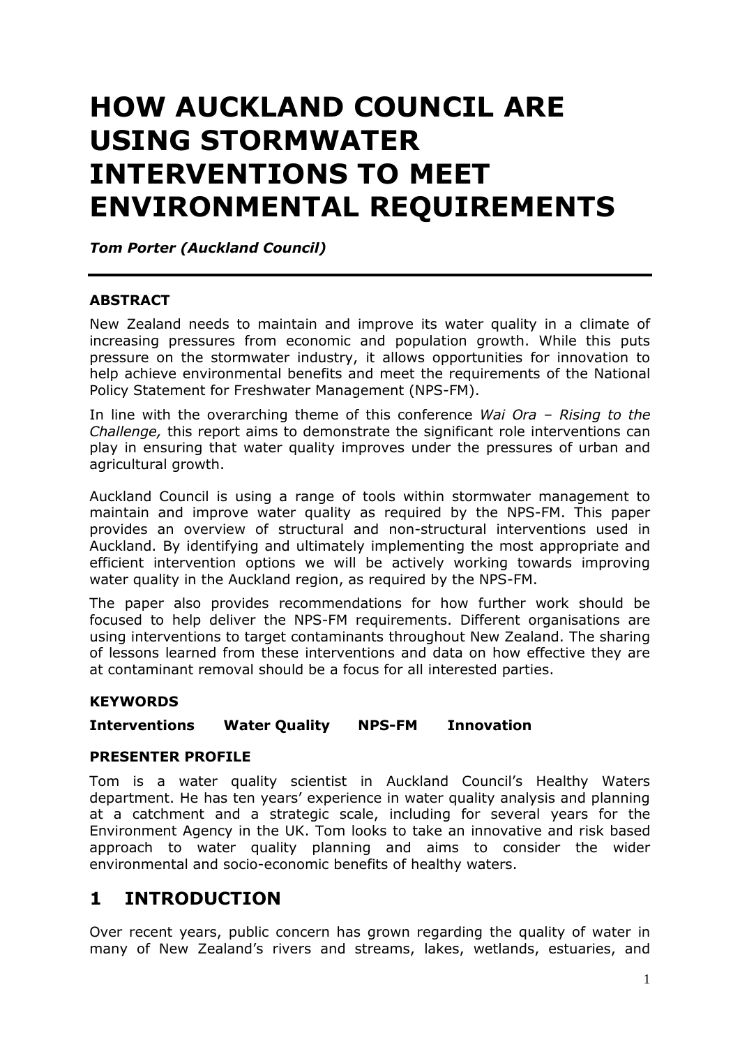# HOW AUCKLAND COUNCIL ARE USING STORMWATER INTERVENTIONS TO MEET ENVIRONMENTAL REQUIREMENTS

***Tom Porter (Auckland Council)***

---

### ABSTRACT

New Zealand needs to maintain and improve its water quality in a climate of increasing pressures from economic and population growth. While this puts pressure on the stormwater industry, it allows opportunities for innovation to help achieve environmental benefits and meet the requirements of the National Policy Statement for Freshwater Management (NPS-FM).

In line with the overarching theme of this conference *Wai Ora – Rising to the Challenge,* this report aims to demonstrate the significant role interventions can play in ensuring that water quality improves under the pressures of urban and agricultural growth.

Auckland Council is using a range of tools within stormwater management to maintain and improve water quality as required by the NPS-FM. This paper provides an overview of structural and non-structural interventions used in Auckland. By identifying and ultimately implementing the most appropriate and efficient intervention options we will be actively working towards improving water quality in the Auckland region, as required by the NPS-FM.

The paper also provides recommendations for how further work should be focused to help deliver the NPS-FM requirements. Different organisations are using interventions to target contaminants throughout New Zealand. The sharing of lessons learned from these interventions and data on how effective they are at contaminant removal should be a focus for all interested parties.

### KEYWORDS

**Interventions Water Quality NPS-FM Innovation**

### PRESENTER PROFILE

Tom is a water quality scientist in Auckland Council's Healthy Waters department. He has ten years' experience in water quality analysis and planning at a catchment and a strategic scale, including for several years for the Environment Agency in the UK. Tom looks to take an innovative and risk based approach to water quality planning and aims to consider the wider environmental and socio-economic benefits of healthy waters.

## 1 INTRODUCTION

Over recent years, public concern has grown regarding the quality of water in many of New Zealand's rivers and streams, lakes, wetlands, estuaries, and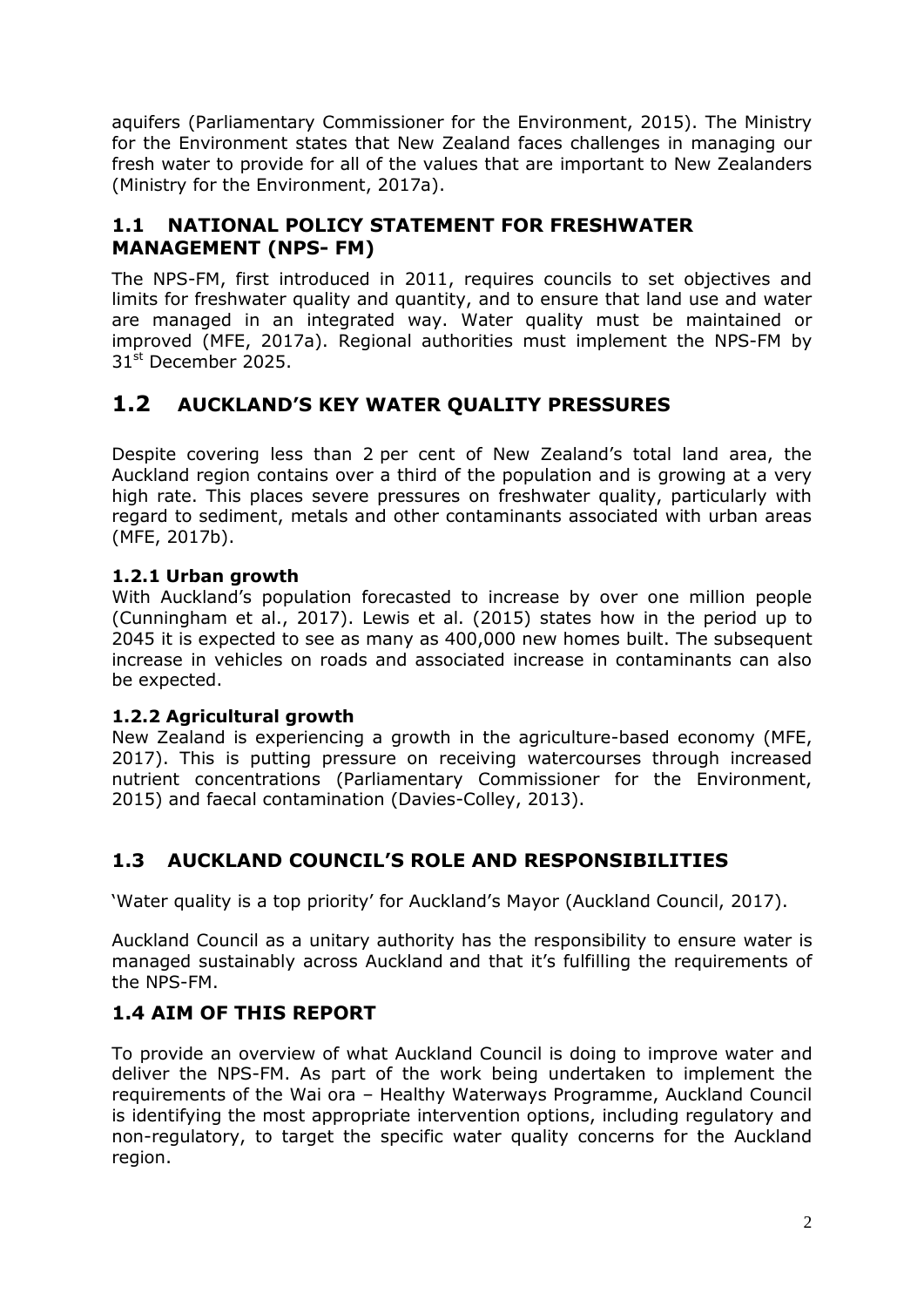aquifers (Parliamentary Commissioner for the Environment, 2015). The Ministry for the Environment states that New Zealand faces challenges in managing our fresh water to provide for all of the values that are important to New Zealanders (Ministry for the Environment, 2017a).

## 1.1 NATIONAL POLICY STATEMENT FOR FRESHWATER MANAGEMENT (NPS- FM)

The NPS-FM, first introduced in 2011, requires councils to set objectives and limits for freshwater quality and quantity, and to ensure that land use and water are managed in an integrated way. Water quality must be maintained or improved (MFE, 2017a). Regional authorities must implement the NPS-FM by 31st December 2025.

## 1.2 AUCKLAND'S KEY WATER QUALITY PRESSURES

Despite covering less than 2 per cent of New Zealand's total land area, the Auckland region contains over a third of the population and is growing at a very high rate. This places severe pressures on freshwater quality, particularly with regard to sediment, metals and other contaminants associated with urban areas (MFE, 2017b).

### 1.2.1 Urban growth

With Auckland's population forecasted to increase by over one million people (Cunningham et al., 2017). Lewis et al. (2015) states how in the period up to 2045 it is expected to see as many as 400,000 new homes built. The subsequent increase in vehicles on roads and associated increase in contaminants can also be expected.

### 1.2.2 Agricultural growth

New Zealand is experiencing a growth in the agriculture-based economy (MFE, 2017). This is putting pressure on receiving watercourses through increased nutrient concentrations (Parliamentary Commissioner for the Environment, 2015) and faecal contamination (Davies-Colley, 2013).

## 1.3 AUCKLAND COUNCIL'S ROLE AND RESPONSIBILITIES

'Water quality is a top priority' for Auckland's Mayor (Auckland Council, 2017).

Auckland Council as a unitary authority has the responsibility to ensure water is managed sustainably across Auckland and that it's fulfilling the requirements of the NPS-FM.

## 1.4 AIM OF THIS REPORT

To provide an overview of what Auckland Council is doing to improve water and deliver the NPS-FM. As part of the work being undertaken to implement the requirements of the Wai ora – Healthy Waterways Programme, Auckland Council is identifying the most appropriate intervention options, including regulatory and non-regulatory, to target the specific water quality concerns for the Auckland region.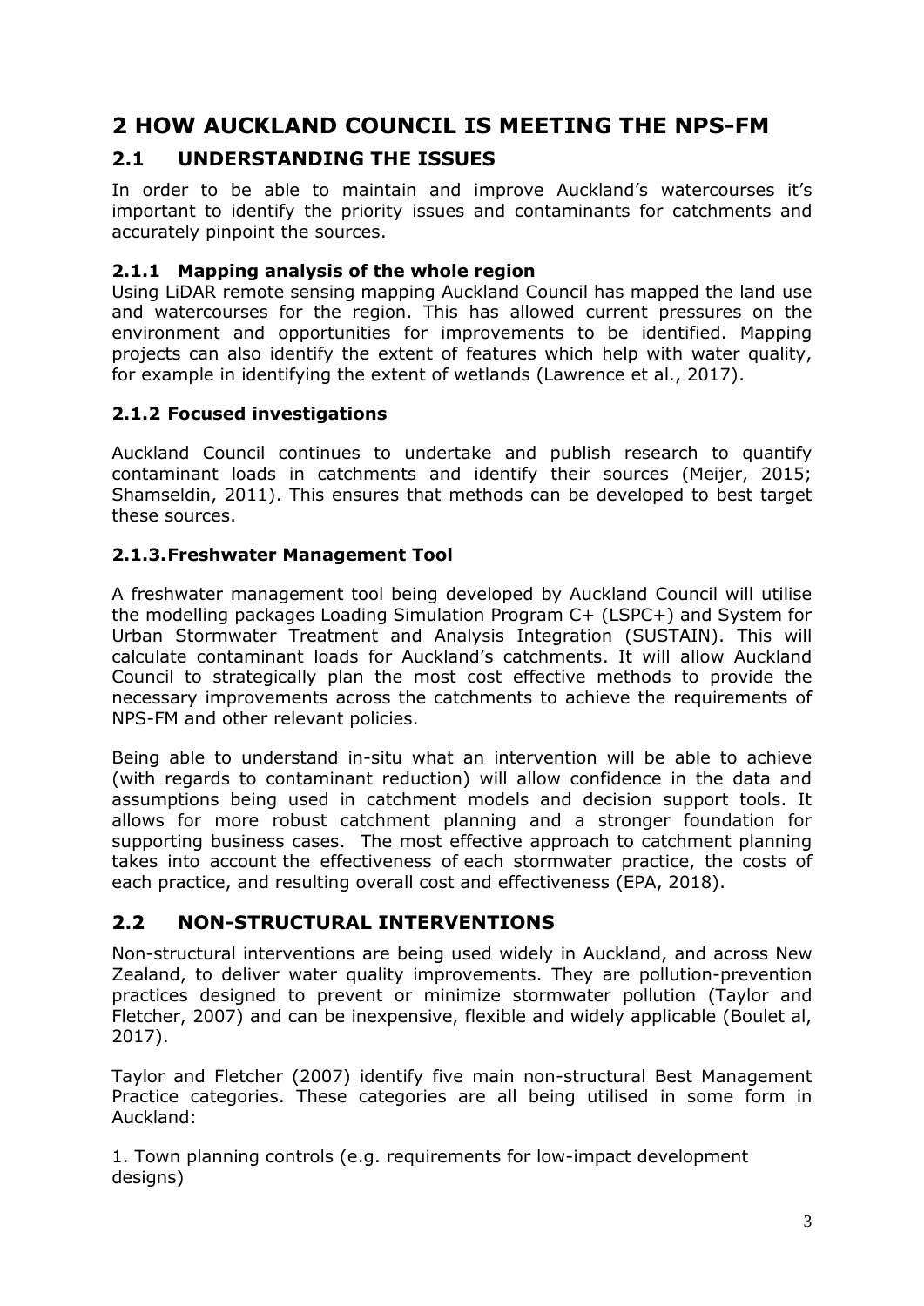# 2 HOW AUCKLAND COUNCIL IS MEETING THE NPS-FM

## 2.1 UNDERSTANDING THE ISSUES

In order to be able to maintain and improve Auckland's watercourses it's important to identify the priority issues and contaminants for catchments and accurately pinpoint the sources.

### 2.1.1 Mapping analysis of the whole region

Using LiDAR remote sensing mapping Auckland Council has mapped the land use and watercourses for the region. This has allowed current pressures on the environment and opportunities for improvements to be identified. Mapping projects can also identify the extent of features which help with water quality, for example in identifying the extent of wetlands (Lawrence et al., 2017).

### 2.1.2 Focused investigations

Auckland Council continues to undertake and publish research to quantify contaminant loads in catchments and identify their sources (Meijer, 2015; Shamseldin, 2011). This ensures that methods can be developed to best target these sources.

### 2.1.3. Freshwater Management Tool

A freshwater management tool being developed by Auckland Council will utilise the modelling packages Loading Simulation Program C+ (LSPC+) and System for Urban Stormwater Treatment and Analysis Integration (SUSTAIN). This will calculate contaminant loads for Auckland's catchments. It will allow Auckland Council to strategically plan the most cost effective methods to provide the necessary improvements across the catchments to achieve the requirements of NPS-FM and other relevant policies.

Being able to understand in-situ what an intervention will be able to achieve (with regards to contaminant reduction) will allow confidence in the data and assumptions being used in catchment models and decision support tools. It allows for more robust catchment planning and a stronger foundation for supporting business cases. The most effective approach to catchment planning takes into account the effectiveness of each stormwater practice, the costs of each practice, and resulting overall cost and effectiveness (EPA, 2018).

## 2.2 NON-STRUCTURAL INTERVENTIONS

Non-structural interventions are being used widely in Auckland, and across New Zealand, to deliver water quality improvements. They are pollution-prevention practices designed to prevent or minimize stormwater pollution (Taylor and Fletcher, 2007) and can be inexpensive, flexible and widely applicable (Boulet al, 2017).

Taylor and Fletcher (2007) identify five main non-structural Best Management Practice categories. These categories are all being utilised in some form in Auckland:

1. Town planning controls (e.g. requirements for low-impact development designs)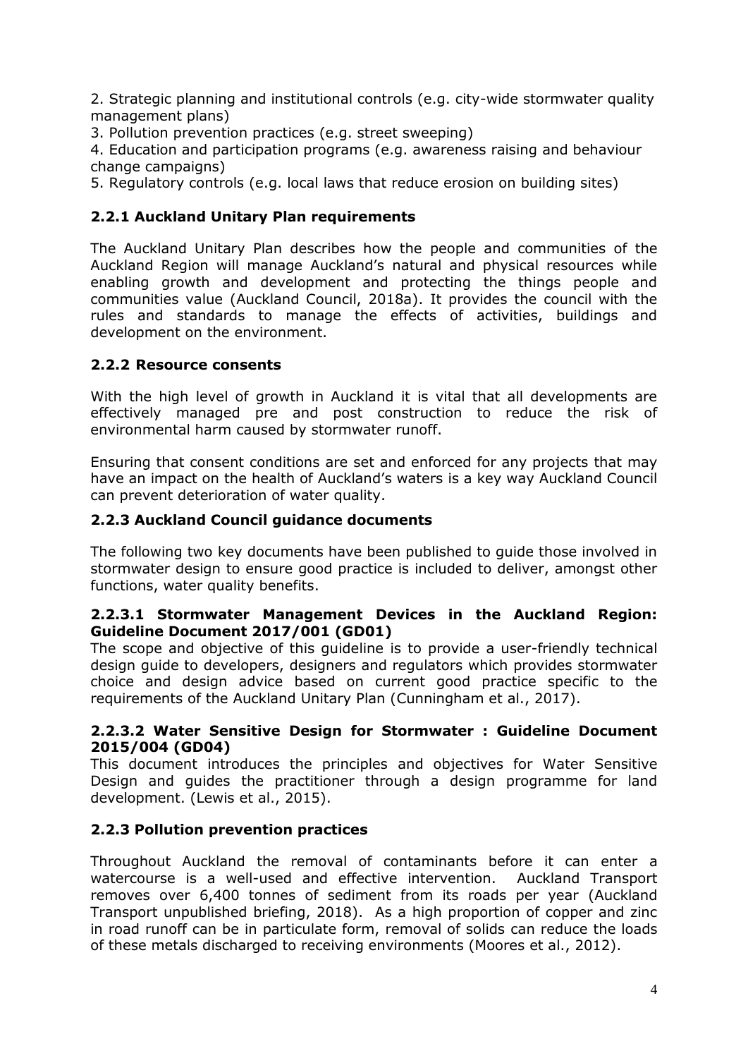2. Strategic planning and institutional controls (e.g. city-wide stormwater quality management plans)
3. Pollution prevention practices (e.g. street sweeping)
4. Education and participation programs (e.g. awareness raising and behaviour change campaigns)
5. Regulatory controls (e.g. local laws that reduce erosion on building sites)

### 2.2.1 Auckland Unitary Plan requirements

The Auckland Unitary Plan describes how the people and communities of the Auckland Region will manage Auckland's natural and physical resources while enabling growth and development and protecting the things people and communities value (Auckland Council, 2018a). It provides the council with the rules and standards to manage the effects of activities, buildings and development on the environment.

### 2.2.2 Resource consents

With the high level of growth in Auckland it is vital that all developments are effectively managed pre and post construction to reduce the risk of environmental harm caused by stormwater runoff.

Ensuring that consent conditions are set and enforced for any projects that may have an impact on the health of Auckland's waters is a key way Auckland Council can prevent deterioration of water quality.

### 2.2.3 Auckland Council guidance documents

The following two key documents have been published to guide those involved in stormwater design to ensure good practice is included to deliver, amongst other functions, water quality benefits.

#### 2.2.3.1 Stormwater Management Devices in the Auckland Region: Guideline Document 2017/001 (GD01)

The scope and objective of this guideline is to provide a user-friendly technical design guide to developers, designers and regulators which provides stormwater choice and design advice based on current good practice specific to the requirements of the Auckland Unitary Plan (Cunningham et al., 2017).

#### 2.2.3.2 Water Sensitive Design for Stormwater : Guideline Document 2015/004 (GD04)

This document introduces the principles and objectives for Water Sensitive Design and guides the practitioner through a design programme for land development. (Lewis et al., 2015).

### 2.2.3 Pollution prevention practices

Throughout Auckland the removal of contaminants before it can enter a watercourse is a well-used and effective intervention. Auckland Transport removes over 6,400 tonnes of sediment from its roads per year (Auckland Transport unpublished briefing, 2018). As a high proportion of copper and zinc in road runoff can be in particulate form, removal of solids can reduce the loads of these metals discharged to receiving environments (Moores et al., 2012).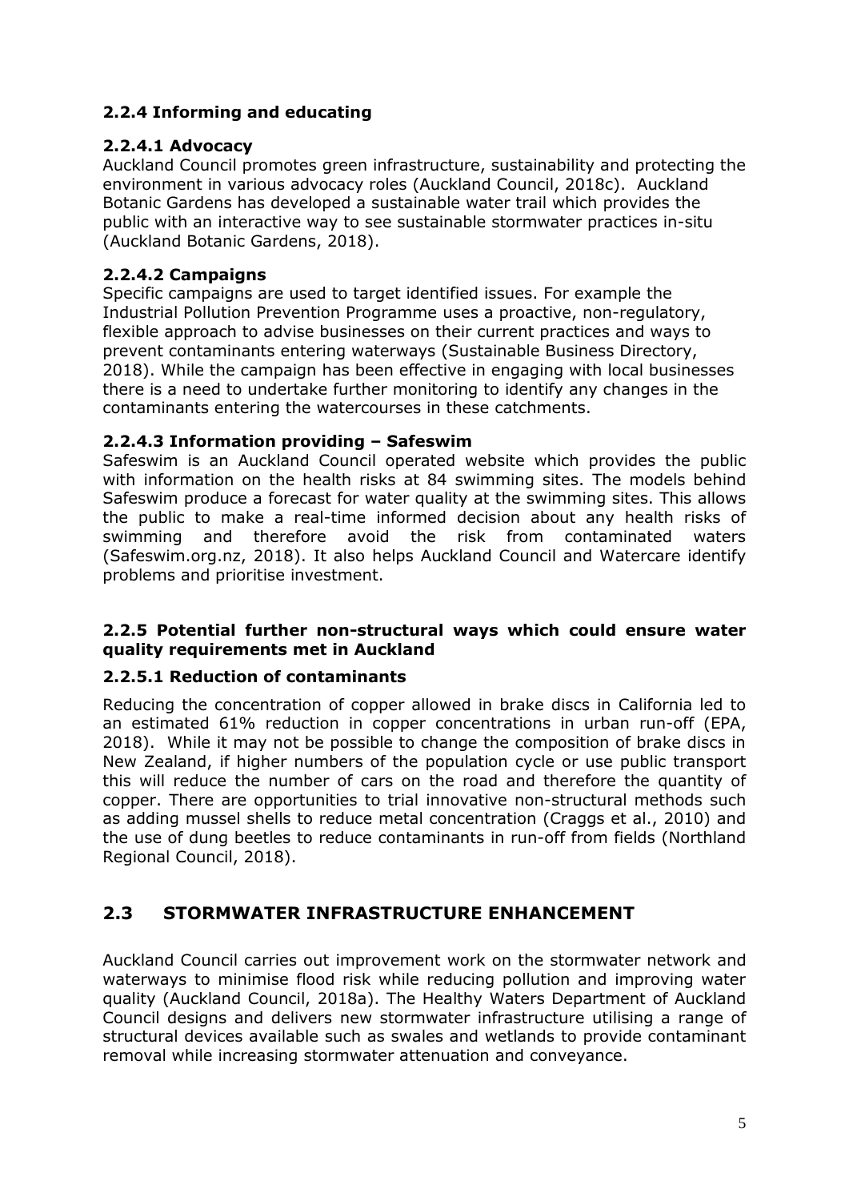### 2.2.4 Informing and educating

#### 2.2.4.1 Advocacy

Auckland Council promotes green infrastructure, sustainability and protecting the environment in various advocacy roles (Auckland Council, 2018c). Auckland Botanic Gardens has developed a sustainable water trail which provides the public with an interactive way to see sustainable stormwater practices in-situ (Auckland Botanic Gardens, 2018).

#### 2.2.4.2 Campaigns

Specific campaigns are used to target identified issues. For example the Industrial Pollution Prevention Programme uses a proactive, non-regulatory, flexible approach to advise businesses on their current practices and ways to prevent contaminants entering waterways (Sustainable Business Directory, 2018). While the campaign has been effective in engaging with local businesses there is a need to undertake further monitoring to identify any changes in the contaminants entering the watercourses in these catchments.

#### 2.2.4.3 Information providing – Safeswim

Safeswim is an Auckland Council operated website which provides the public with information on the health risks at 84 swimming sites. The models behind Safeswim produce a forecast for water quality at the swimming sites. This allows the public to make a real-time informed decision about any health risks of swimming and therefore avoid the risk from contaminated waters (Safeswim.org.nz, 2018). It also helps Auckland Council and Watercare identify problems and prioritise investment.

### 2.2.5 Potential further non-structural ways which could ensure water quality requirements met in Auckland

#### 2.2.5.1 Reduction of contaminants

Reducing the concentration of copper allowed in brake discs in California led to an estimated 61% reduction in copper concentrations in urban run-off (EPA, 2018). While it may not be possible to change the composition of brake discs in New Zealand, if higher numbers of the population cycle or use public transport this will reduce the number of cars on the road and therefore the quantity of copper. There are opportunities to trial innovative non-structural methods such as adding mussel shells to reduce metal concentration (Craggs et al., 2010) and the use of dung beetles to reduce contaminants in run-off from fields (Northland Regional Council, 2018).

## 2.3 STORMWATER INFRASTRUCTURE ENHANCEMENT

Auckland Council carries out improvement work on the stormwater network and waterways to minimise flood risk while reducing pollution and improving water quality (Auckland Council, 2018a). The Healthy Waters Department of Auckland Council designs and delivers new stormwater infrastructure utilising a range of structural devices available such as swales and wetlands to provide contaminant removal while increasing stormwater attenuation and conveyance.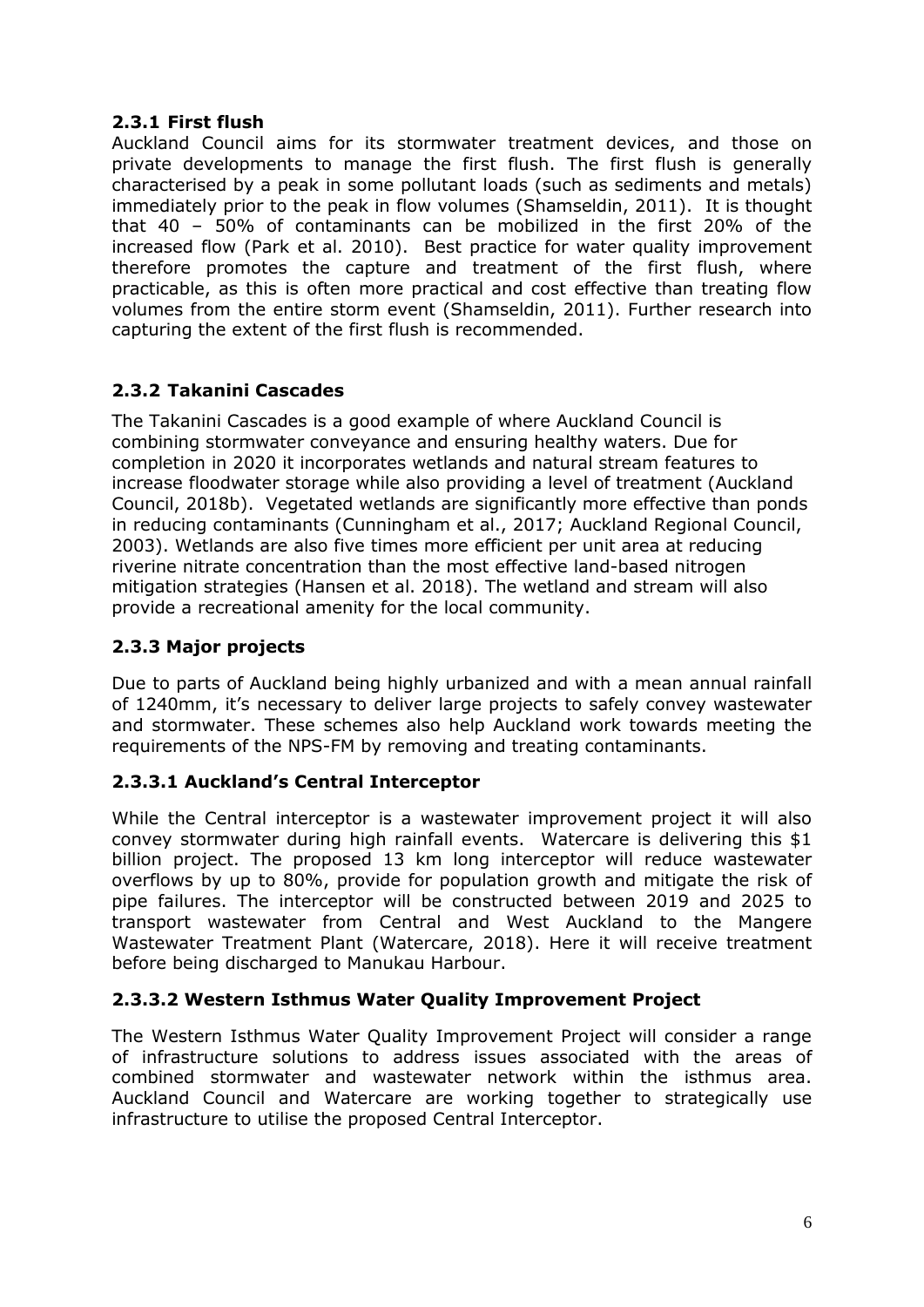### 2.3.1 First flush

Auckland Council aims for its stormwater treatment devices, and those on private developments to manage the first flush. The first flush is generally characterised by a peak in some pollutant loads (such as sediments and metals) immediately prior to the peak in flow volumes (Shamseldin, 2011). It is thought that 40 – 50% of contaminants can be mobilized in the first 20% of the increased flow (Park et al. 2010). Best practice for water quality improvement therefore promotes the capture and treatment of the first flush, where practicable, as this is often more practical and cost effective than treating flow volumes from the entire storm event (Shamseldin, 2011). Further research into capturing the extent of the first flush is recommended.

### 2.3.2 Takanini Cascades

The Takanini Cascades is a good example of where Auckland Council is combining stormwater conveyance and ensuring healthy waters. Due for completion in 2020 it incorporates wetlands and natural stream features to increase floodwater storage while also providing a level of treatment (Auckland Council, 2018b). Vegetated wetlands are significantly more effective than ponds in reducing contaminants (Cunningham et al., 2017; Auckland Regional Council, 2003). Wetlands are also five times more efficient per unit area at reducing riverine nitrate concentration than the most effective land-based nitrogen mitigation strategies (Hansen et al. 2018). The wetland and stream will also provide a recreational amenity for the local community.

### 2.3.3 Major projects

Due to parts of Auckland being highly urbanized and with a mean annual rainfall of 1240mm, it's necessary to deliver large projects to safely convey wastewater and stormwater. These schemes also help Auckland work towards meeting the requirements of the NPS-FM by removing and treating contaminants.

#### 2.3.3.1 Auckland's Central Interceptor

While the Central interceptor is a wastewater improvement project it will also convey stormwater during high rainfall events. Watercare is delivering this $1 billion project. The proposed 13 km long interceptor will reduce wastewater overflows by up to 80%, provide for population growth and mitigate the risk of pipe failures. The interceptor will be constructed between 2019 and 2025 to transport wastewater from Central and West Auckland to the Mangere Wastewater Treatment Plant (Watercare, 2018). Here it will receive treatment before being discharged to Manukau Harbour.

#### 2.3.3.2 Western Isthmus Water Quality Improvement Project

The Western Isthmus Water Quality Improvement Project will consider a range of infrastructure solutions to address issues associated with the areas of combined stormwater and wastewater network within the isthmus area. Auckland Council and Watercare are working together to strategically use infrastructure to utilise the proposed Central Interceptor.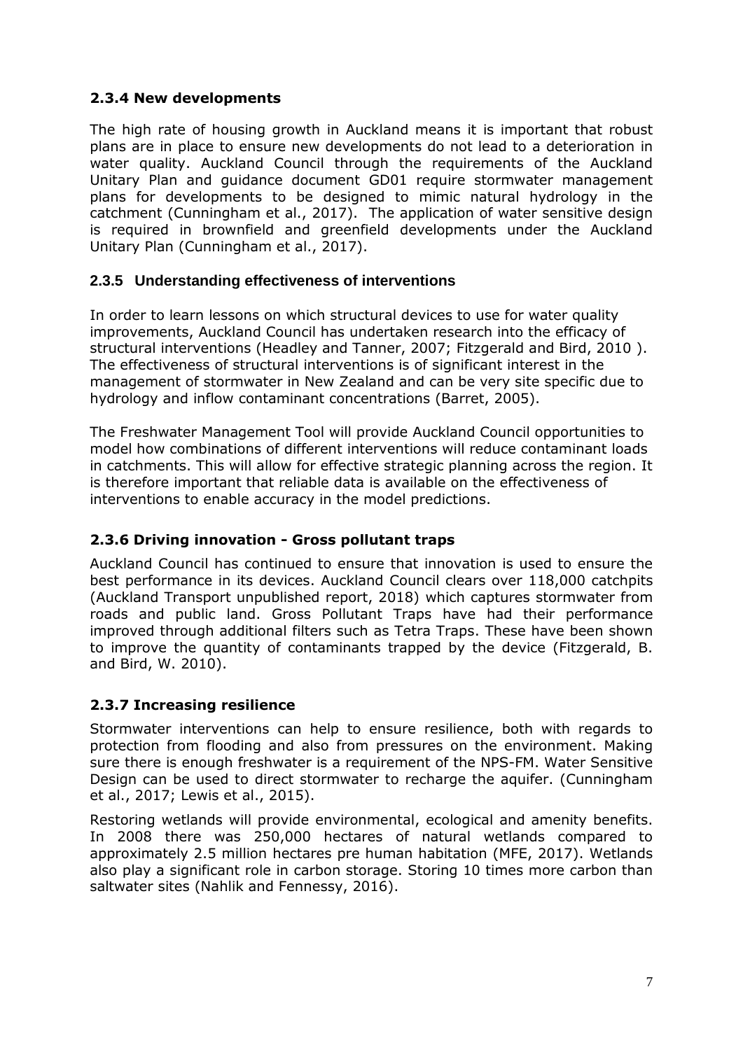### 2.3.4 New developments

The high rate of housing growth in Auckland means it is important that robust plans are in place to ensure new developments do not lead to a deterioration in water quality. Auckland Council through the requirements of the Auckland Unitary Plan and guidance document GD01 require stormwater management plans for developments to be designed to mimic natural hydrology in the catchment (Cunningham et al., 2017). The application of water sensitive design is required in brownfield and greenfield developments under the Auckland Unitary Plan (Cunningham et al., 2017).

### 2.3.5 Understanding effectiveness of interventions

In order to learn lessons on which structural devices to use for water quality improvements, Auckland Council has undertaken research into the efficacy of structural interventions (Headley and Tanner, 2007; Fitzgerald and Bird, 2010 ). The effectiveness of structural interventions is of significant interest in the management of stormwater in New Zealand and can be very site specific due to hydrology and inflow contaminant concentrations (Barret, 2005).

The Freshwater Management Tool will provide Auckland Council opportunities to model how combinations of different interventions will reduce contaminant loads in catchments. This will allow for effective strategic planning across the region. It is therefore important that reliable data is available on the effectiveness of interventions to enable accuracy in the model predictions.

### 2.3.6 Driving innovation - Gross pollutant traps

Auckland Council has continued to ensure that innovation is used to ensure the best performance in its devices. Auckland Council clears over 118,000 catchpits (Auckland Transport unpublished report, 2018) which captures stormwater from roads and public land. Gross Pollutant Traps have had their performance improved through additional filters such as Tetra Traps. These have been shown to improve the quantity of contaminants trapped by the device (Fitzgerald, B. and Bird, W. 2010).

### 2.3.7 Increasing resilience

Stormwater interventions can help to ensure resilience, both with regards to protection from flooding and also from pressures on the environment. Making sure there is enough freshwater is a requirement of the NPS-FM. Water Sensitive Design can be used to direct stormwater to recharge the aquifer. (Cunningham et al., 2017; Lewis et al., 2015).

Restoring wetlands will provide environmental, ecological and amenity benefits. In 2008 there was 250,000 hectares of natural wetlands compared to approximately 2.5 million hectares pre human habitation (MFE, 2017). Wetlands also play a significant role in carbon storage. Storing 10 times more carbon than saltwater sites (Nahlik and Fennessy, 2016).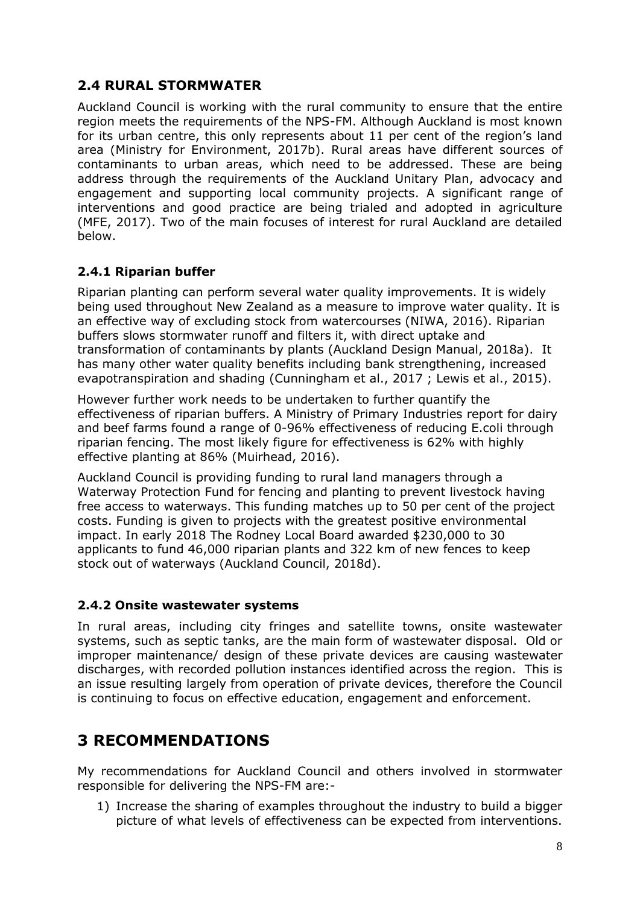## 2.4 RURAL STORMWATER

Auckland Council is working with the rural community to ensure that the entire region meets the requirements of the NPS-FM. Although Auckland is most known for its urban centre, this only represents about 11 per cent of the region's land area (Ministry for Environment, 2017b). Rural areas have different sources of contaminants to urban areas, which need to be addressed. These are being address through the requirements of the Auckland Unitary Plan, advocacy and engagement and supporting local community projects. A significant range of interventions and good practice are being trialed and adopted in agriculture (MFE, 2017). Two of the main focuses of interest for rural Auckland are detailed below.

### 2.4.1 Riparian buffer

Riparian planting can perform several water quality improvements. It is widely being used throughout New Zealand as a measure to improve water quality. It is an effective way of excluding stock from watercourses (NIWA, 2016). Riparian buffers slows stormwater runoff and filters it, with direct uptake and transformation of contaminants by plants (Auckland Design Manual, 2018a). It has many other water quality benefits including bank strengthening, increased evapotranspiration and shading (Cunningham et al., 2017 ; Lewis et al., 2015).

However further work needs to be undertaken to further quantify the effectiveness of riparian buffers. A Ministry of Primary Industries report for dairy and beef farms found a range of 0-96% effectiveness of reducing E.coli through riparian fencing. The most likely figure for effectiveness is 62% with highly effective planting at 86% (Muirhead, 2016).

Auckland Council is providing funding to rural land managers through a Waterway Protection Fund for fencing and planting to prevent livestock having free access to waterways. This funding matches up to 50 per cent of the project costs. Funding is given to projects with the greatest positive environmental impact. In early 2018 The Rodney Local Board awarded $230,000 to 30 applicants to fund 46,000 riparian plants and 322 km of new fences to keep stock out of waterways (Auckland Council, 2018d).

### 2.4.2 Onsite wastewater systems

In rural areas, including city fringes and satellite towns, onsite wastewater systems, such as septic tanks, are the main form of wastewater disposal. Old or improper maintenance/ design of these private devices are causing wastewater discharges, with recorded pollution instances identified across the region. This is an issue resulting largely from operation of private devices, therefore the Council is continuing to focus on effective education, engagement and enforcement.

# 3 RECOMMENDATIONS

My recommendations for Auckland Council and others involved in stormwater responsible for delivering the NPS-FM are:-

1) Increase the sharing of examples throughout the industry to build a bigger picture of what levels of effectiveness can be expected from interventions.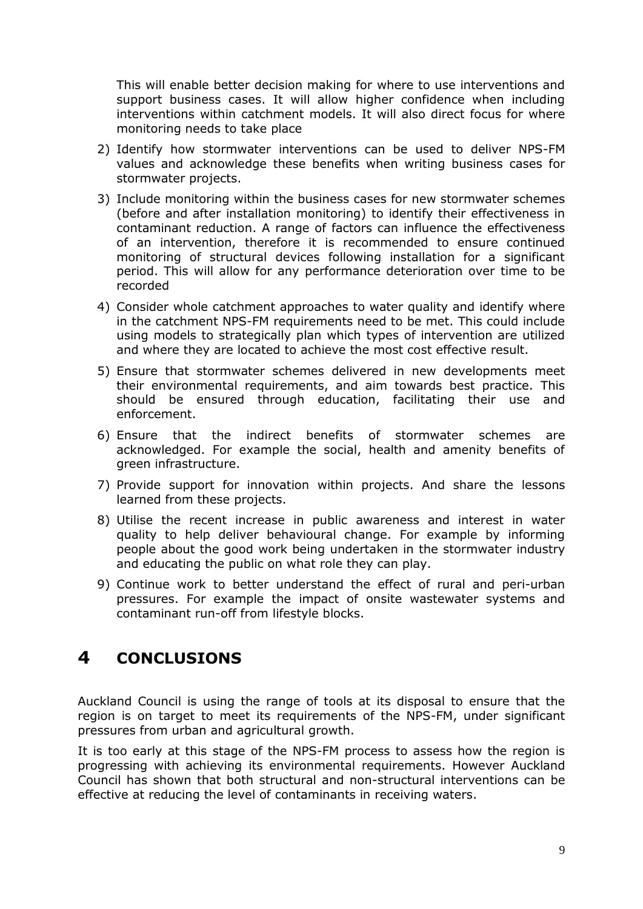This will enable better decision making for where to use interventions and support business cases. It will allow higher confidence when including interventions within catchment models. It will also direct focus for where monitoring needs to take place

2) Identify how stormwater interventions can be used to deliver NPS-FM values and acknowledge these benefits when writing business cases for stormwater projects.
3) Include monitoring within the business cases for new stormwater schemes (before and after installation monitoring) to identify their effectiveness in contaminant reduction. A range of factors can influence the effectiveness of an intervention, therefore it is recommended to ensure continued monitoring of structural devices following installation for a significant period. This will allow for any performance deterioration over time to be recorded
4) Consider whole catchment approaches to water quality and identify where in the catchment NPS-FM requirements need to be met. This could include using models to strategically plan which types of intervention are utilized and where they are located to achieve the most cost effective result.
5) Ensure that stormwater schemes delivered in new developments meet their environmental requirements, and aim towards best practice. This should be ensured through education, facilitating their use and enforcement.
6) Ensure that the indirect benefits of stormwater schemes are acknowledged. For example the social, health and amenity benefits of green infrastructure.
7) Provide support for innovation within projects. And share the lessons learned from these projects.
8) Utilise the recent increase in public awareness and interest in water quality to help deliver behavioural change. For example by informing people about the good work being undertaken in the stormwater industry and educating the public on what role they can play.
9) Continue work to better understand the effect of rural and peri-urban pressures. For example the impact of onsite wastewater systems and contaminant run-off from lifestyle blocks.

# 4 CONCLUSIONS

Auckland Council is using the range of tools at its disposal to ensure that the region is on target to meet its requirements of the NPS-FM, under significant pressures from urban and agricultural growth.

It is too early at this stage of the NPS-FM process to assess how the region is progressing with achieving its environmental requirements. However Auckland Council has shown that both structural and non-structural interventions can be effective at reducing the level of contaminants in receiving waters.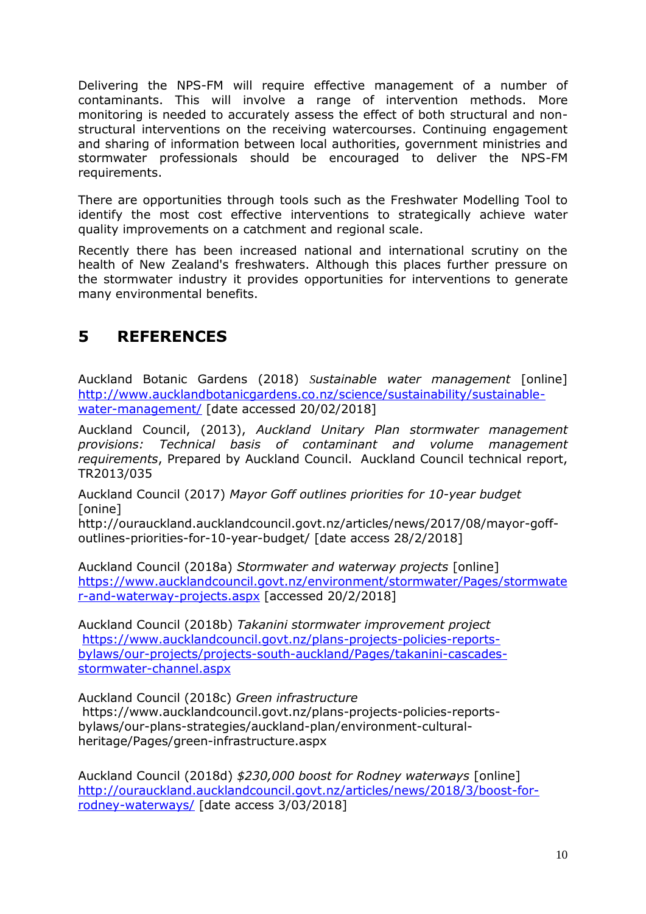Delivering the NPS-FM will require effective management of a number of contaminants. This will involve a range of intervention methods. More monitoring is needed to accurately assess the effect of both structural and non-structural interventions on the receiving watercourses. Continuing engagement and sharing of information between local authorities, government ministries and stormwater professionals should be encouraged to deliver the NPS-FM requirements.

There are opportunities through tools such as the Freshwater Modelling Tool to identify the most cost effective interventions to strategically achieve water quality improvements on a catchment and regional scale.

Recently there has been increased national and international scrutiny on the health of New Zealand's freshwaters. Although this places further pressure on the stormwater industry it provides opportunities for interventions to generate many environmental benefits.

# 5 REFERENCES

Auckland Botanic Gardens (2018) *Sustainable water management* [online] http://www.aucklandbotanicgardens.co.nz/science/sustainability/sustainable-water-management/ [date accessed 20/02/2018]

Auckland Council, (2013), *Auckland Unitary Plan stormwater management provisions: Technical basis of contaminant and volume management requirements*, Prepared by Auckland Council. Auckland Council technical report, TR2013/035

Auckland Council (2017) *Mayor Goff outlines priorities for 10-year budget* [onine] http://ourauckland.aucklandcouncil.govt.nz/articles/news/2017/08/mayor-goff-outlines-priorities-for-10-year-budget/ [date access 28/2/2018]

Auckland Council (2018a) *Stormwater and waterway projects* [online] https://www.aucklandcouncil.govt.nz/environment/stormwater/Pages/stormwater-and-waterway-projects.aspx [accessed 20/2/2018]

Auckland Council (2018b) *Takanini stormwater improvement project* https://www.aucklandcouncil.govt.nz/plans-projects-policies-reports-bylaws/our-projects/projects-south-auckland/Pages/takanini-cascades-stormwater-channel.aspx

Auckland Council (2018c) *Green infrastructure* https://www.aucklandcouncil.govt.nz/plans-projects-policies-reports-bylaws/our-plans-strategies/auckland-plan/environment-cultural-heritage/Pages/green-infrastructure.aspx

Auckland Council (2018d) *$230,000 boost for Rodney waterways* [online] http://ourauckland.aucklandcouncil.govt.nz/articles/news/2018/3/boost-for-rodney-waterways/ [date access 3/03/2018]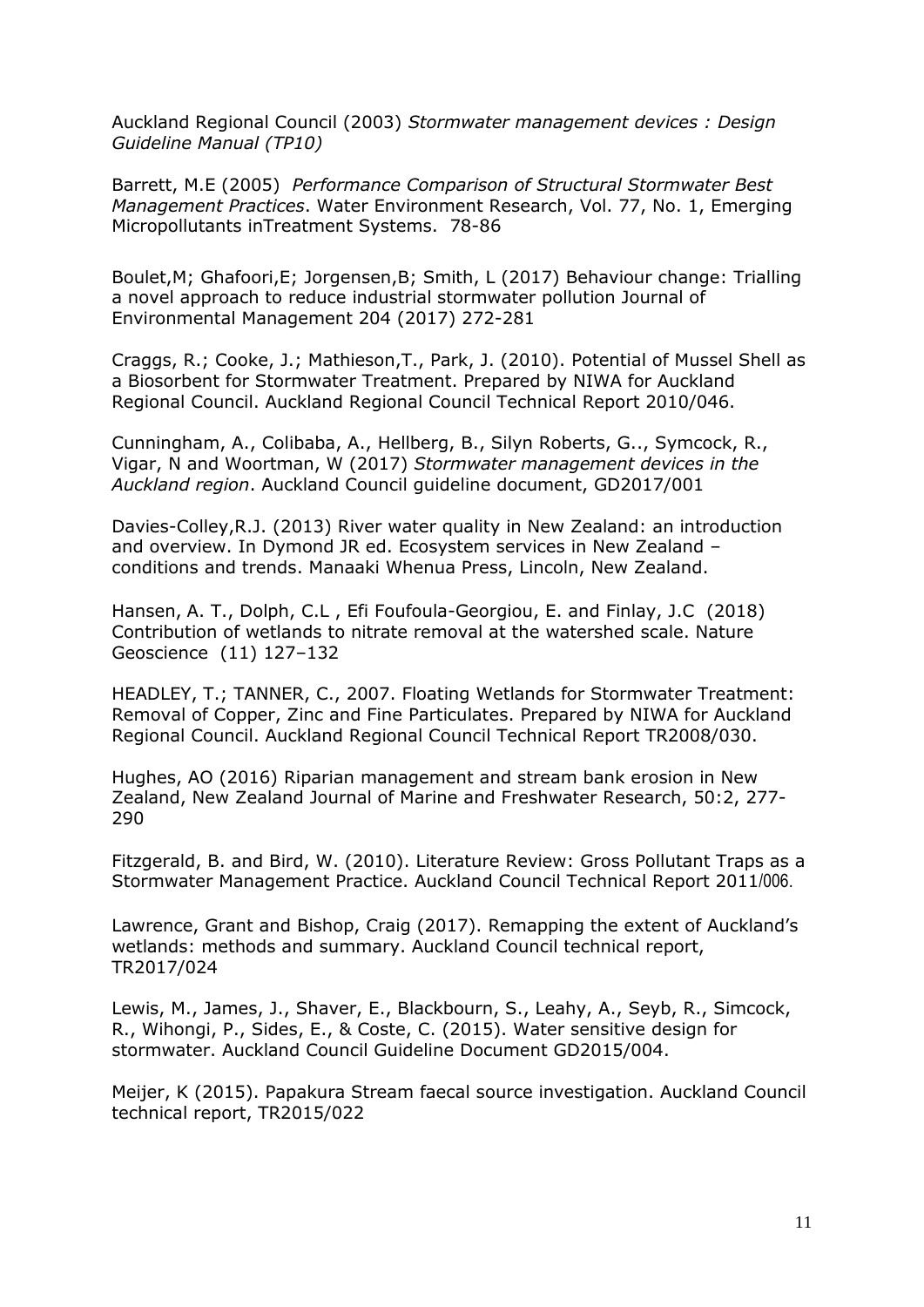Auckland Regional Council (2003) *Stormwater management devices : Design Guideline Manual (TP10)*

Barrett, M.E (2005) *Performance Comparison of Structural Stormwater Best Management Practices*. Water Environment Research, Vol. 77, No. 1, Emerging Micropollutants inTreatment Systems. 78-86

Boulet,M; Ghafoori,E; Jorgensen,B; Smith, L (2017) Behaviour change: Trialling a novel approach to reduce industrial stormwater pollution Journal of Environmental Management 204 (2017) 272-281

Craggs, R.; Cooke, J.; Mathieson,T., Park, J. (2010). Potential of Mussel Shell as a Biosorbent for Stormwater Treatment. Prepared by NIWA for Auckland Regional Council. Auckland Regional Council Technical Report 2010/046.

Cunningham, A., Colibaba, A., Hellberg, B., Silyn Roberts, G.., Symcock, R., Vigar, N and Woortman, W (2017) *Stormwater management devices in the Auckland region*. Auckland Council guideline document, GD2017/001

Davies-Colley,R.J. (2013) River water quality in New Zealand: an introduction and overview. In Dymond JR ed. Ecosystem services in New Zealand – conditions and trends. Manaaki Whenua Press, Lincoln, New Zealand.

Hansen, A. T., Dolph, C.L , Efi Foufoula-Georgiou, E. and Finlay, J.C (2018) Contribution of wetlands to nitrate removal at the watershed scale. Nature Geoscience (11) 127–132

HEADLEY, T.; TANNER, C., 2007. Floating Wetlands for Stormwater Treatment: Removal of Copper, Zinc and Fine Particulates. Prepared by NIWA for Auckland Regional Council. Auckland Regional Council Technical Report TR2008/030.

Hughes, AO (2016) Riparian management and stream bank erosion in New Zealand, New Zealand Journal of Marine and Freshwater Research, 50:2, 277-290

Fitzgerald, B. and Bird, W. (2010). Literature Review: Gross Pollutant Traps as a Stormwater Management Practice. Auckland Council Technical Report 2011/006.

Lawrence, Grant and Bishop, Craig (2017). Remapping the extent of Auckland's wetlands: methods and summary. Auckland Council technical report, TR2017/024

Lewis, M., James, J., Shaver, E., Blackbourn, S., Leahy, A., Seyb, R., Simcock, R., Wihongi, P., Sides, E., & Coste, C. (2015). Water sensitive design for stormwater. Auckland Council Guideline Document GD2015/004.

Meijer, K (2015). Papakura Stream faecal source investigation. Auckland Council technical report, TR2015/022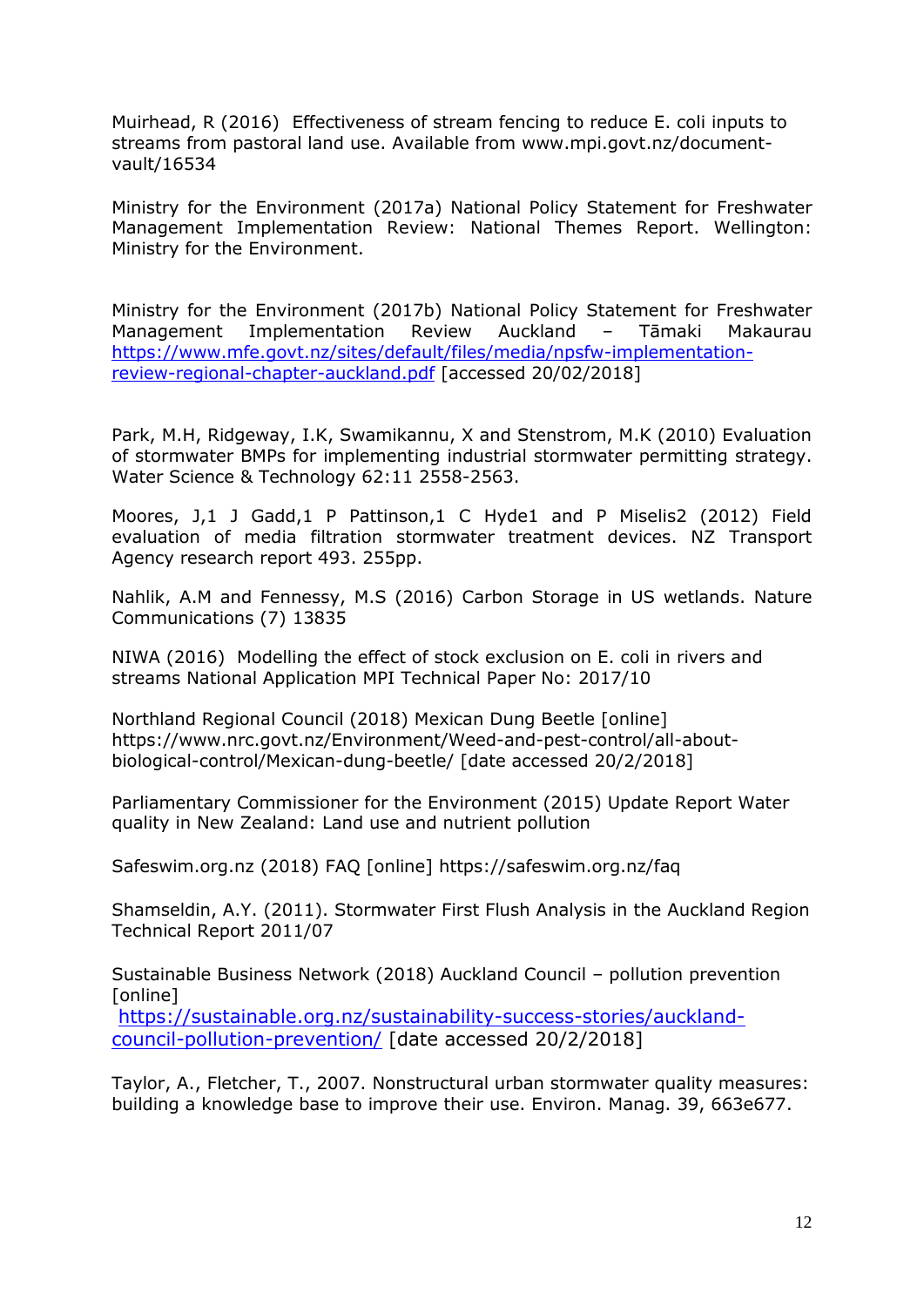Muirhead, R (2016) Effectiveness of stream fencing to reduce E. coli inputs to streams from pastoral land use. Available from www.mpi.govt.nz/document-vault/16534

Ministry for the Environment (2017a) National Policy Statement for Freshwater Management Implementation Review: National Themes Report. Wellington: Ministry for the Environment.

Ministry for the Environment (2017b) National Policy Statement for Freshwater Management Implementation Review Auckland – Tāmaki Makaurau https://www.mfe.govt.nz/sites/default/files/media/npsfw-implementation-review-regional-chapter-auckland.pdf [accessed 20/02/2018]

Park, M.H, Ridgeway, I.K, Swamikannu, X and Stenstrom, M.K (2010) Evaluation of stormwater BMPs for implementing industrial stormwater permitting strategy. Water Science & Technology 62:11 2558-2563.

Moores, J,1 J Gadd,1 P Pattinson,1 C Hyde1 and P Miselis2 (2012) Field evaluation of media filtration stormwater treatment devices. NZ Transport Agency research report 493. 255pp.

Nahlik, A.M and Fennessy, M.S (2016) Carbon Storage in US wetlands. Nature Communications (7) 13835

NIWA (2016) Modelling the effect of stock exclusion on E. coli in rivers and streams National Application MPI Technical Paper No: 2017/10

Northland Regional Council (2018) Mexican Dung Beetle [online] https://www.nrc.govt.nz/Environment/Weed-and-pest-control/all-about-biological-control/Mexican-dung-beetle/ [date accessed 20/2/2018]

Parliamentary Commissioner for the Environment (2015) Update Report Water quality in New Zealand: Land use and nutrient pollution

Safeswim.org.nz (2018) FAQ [online] https://safeswim.org.nz/faq

Shamseldin, A.Y. (2011). Stormwater First Flush Analysis in the Auckland Region Technical Report 2011/07

Sustainable Business Network (2018) Auckland Council – pollution prevention [online]
https://sustainable.org.nz/sustainability-success-stories/auckland-council-pollution-prevention/ [date accessed 20/2/2018]

Taylor, A., Fletcher, T., 2007. Nonstructural urban stormwater quality measures: building a knowledge base to improve their use. Environ. Manag. 39, 663e677.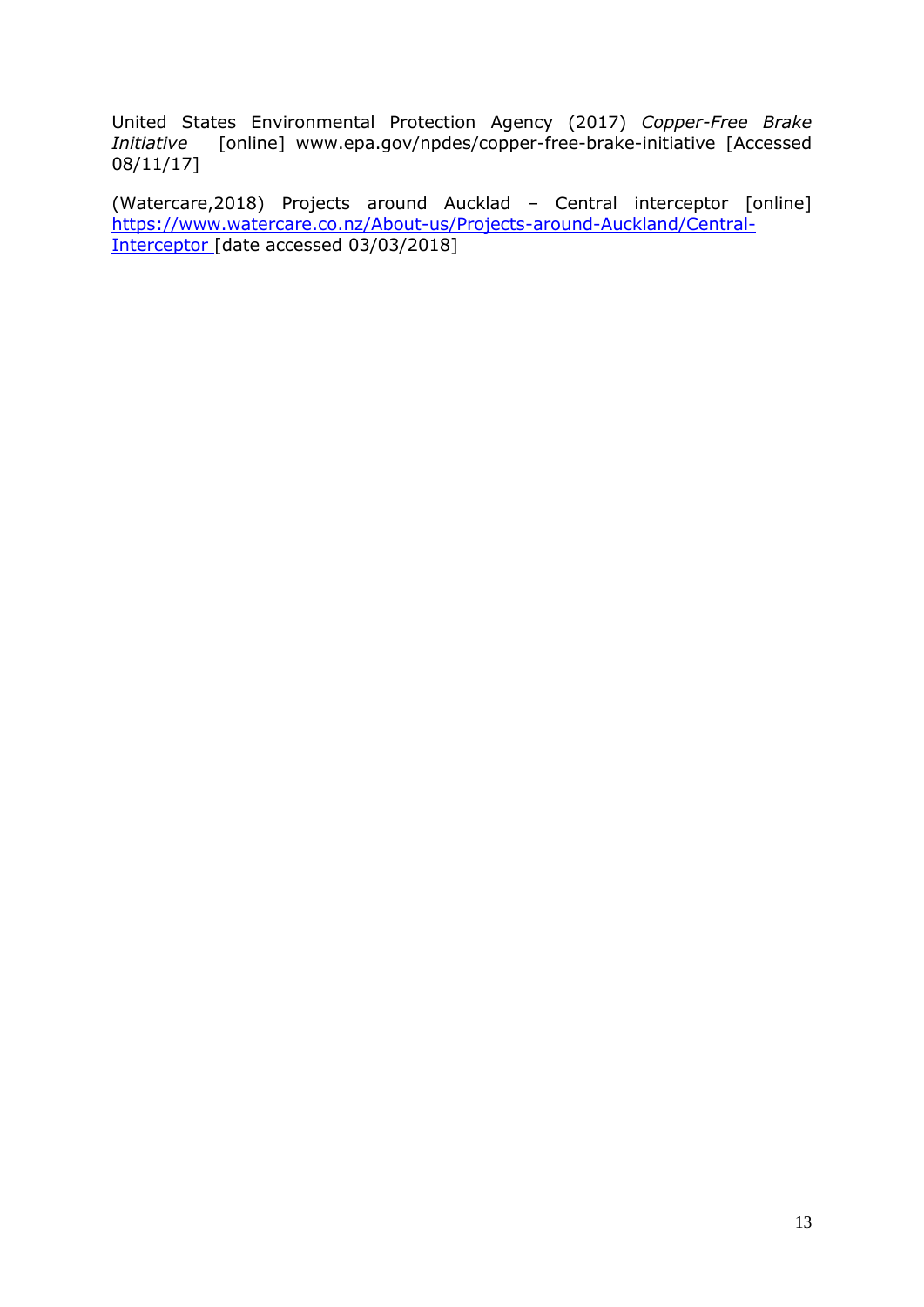United States Environmental Protection Agency (2017) *Copper-Free Brake Initiative* [online] www.epa.gov/npdes/copper-free-brake-initiative [Accessed 08/11/17]

(Watercare,2018) Projects around Aucklad – Central interceptor [online] [https://www.watercare.co.nz/About-us/Projects-around-Auckland/Central-Interceptor](https://www.watercare.co.nz/About-us/Projects-around-Auckland/Central-Interceptor) [date accessed 03/03/2018]